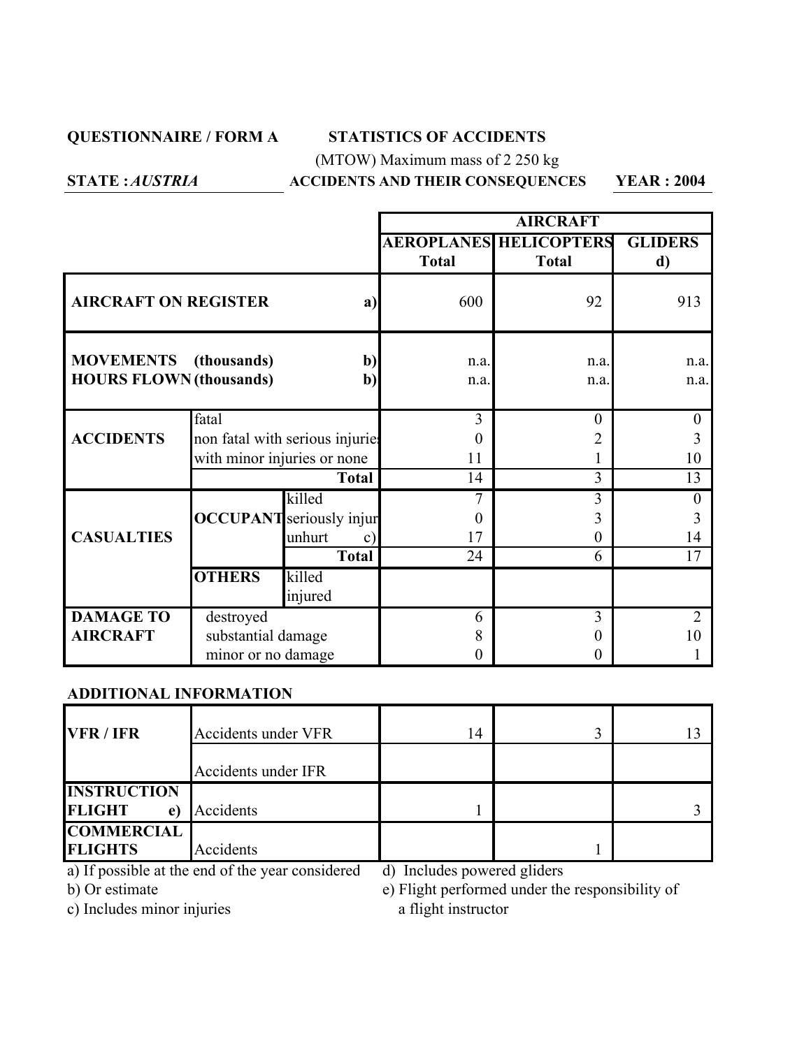**QUESTIONNAIRE / FORM A** **STATISTICS OF ACCIDENTS**

(MTOW) Maximum mass of 2 250 kg

**STATE :** ***AUSTRIA*** **ACCIDENTS AND THEIR CONSEQUENCES** **YEAR : 2004**

| | | | **AIRCRAFT** | | |
|---|---|---|---|---|---|
| | | | **AEROPLANES Total** | **HELICOPTERS Total** | **GLIDERS d)** |
| **AIRCRAFT ON REGISTER** | | **a)** | 600 | 92 | 913 |
| **MOVEMENTS (thousands)** | | **b)** | n.a. | n.a. | n.a. |
| **HOURS FLOWN (thousands)** | | **b)** | n.a. | n.a. | n.a. |
| **ACCIDENTS** | fatal | | 3 | 0 | 0 |
| | non fatal with serious injuries | | 0 | 2 | 3 |
| | with minor injuries or none | | 11 | 1 | 10 |
| | | **Total** | 14 | 3 | 13 |
| **CASUALTIES** | **OCCUPANT** | killed | 7 | 3 | 0 |
| | | seriously injured | 0 | 3 | 3 |
| | | unhurt c) | 17 | 0 | 14 |
| | | **Total** | 24 | 6 | 17 |
| | **OTHERS** | killed | | | |
| | | injured | | | |
| **DAMAGE TO AIRCRAFT** | destroyed | | 6 | 3 | 2 |
| | substantial damage | | 8 | 0 | 10 |
| | minor or no damage | | 0 | 0 | 1 |

**ADDITIONAL INFORMATION**

| | | | | |
|---|---|---|---|---|
| **VFR / IFR** | Accidents under VFR | 14 | 3 | 13 |
| | Accidents under IFR | | | |
| **INSTRUCTION FLIGHT e)** | Accidents | 1 | | 3 |
| **COMMERCIAL FLIGHTS** | Accidents | | 1 | |

a) If possible at the end of the year considered

b) Or estimate

c) Includes minor injuries

d) Includes powered gliders

e) Flight performed under the responsibility of a flight instructor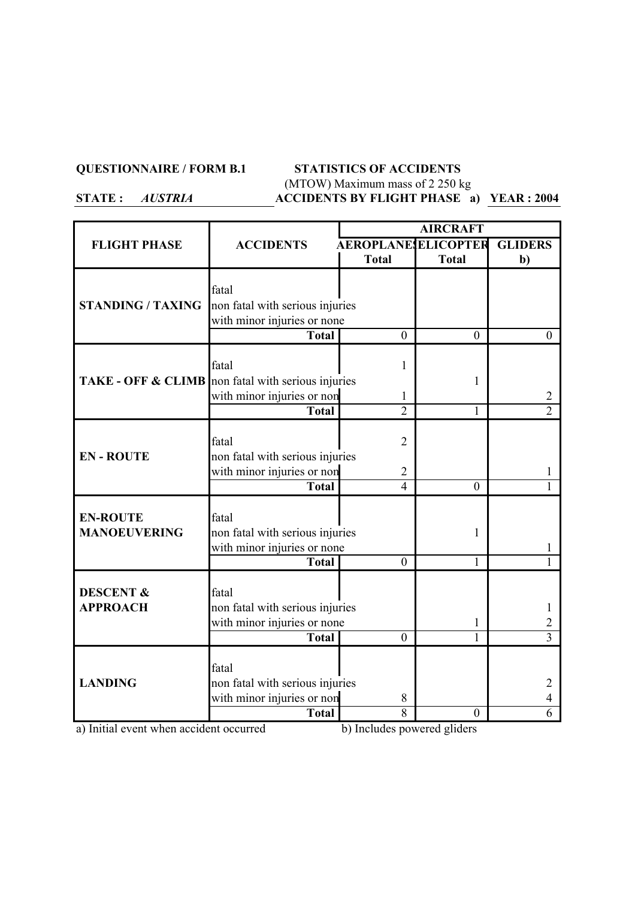**QUESTIONNAIRE / FORM B.1** **STATISTICS OF ACCIDENTS**

(MTOW) Maximum mass of 2 250 kg

**STATE :** ***AUSTRIA*** **ACCIDENTS BY FLIGHT PHASE a)** **YEAR : 2004**

| FLIGHT PHASE | ACCIDENTS | AIRCRAFT | | |
|---|---|---|---|---|
| | | AEROPLANE Total | HELICOPTER Total | GLIDERS b) |
| STANDING / TAXING | fatal | | | |
| | non fatal with serious injuries | | | |
| | with minor injuries or none | | | |
| | **Total** | 0 | 0 | 0 |
| TAKE - OFF & CLIMB | fatal | 1 | | |
| | non fatal with serious injuries | | 1 | |
| | with minor injuries or non | 1 | | 2 |
| | **Total** | 2 | 1 | 2 |
| EN - ROUTE | fatal | 2 | | |
| | non fatal with serious injuries | | | |
| | with minor injuries or non | 2 | | 1 |
| | **Total** | 4 | 0 | 1 |
| EN-ROUTE MANOEUVERING | fatal | | | |
| | non fatal with serious injuries | | 1 | |
| | with minor injuries or none | | | 1 |
| | **Total** | 0 | 1 | 1 |
| DESCENT & APPROACH | fatal | | | |
| | non fatal with serious injuries | | | 1 |
| | with minor injuries or none | | 1 | 2 |
| | **Total** | 0 | 1 | 3 |
| LANDING | fatal | | | |
| | non fatal with serious injuries | | | 2 |
| | with minor injuries or non | 8 | | 4 |
| | **Total** | 8 | 0 | 6 |

a) Initial event when accident occurred

b) Includes powered gliders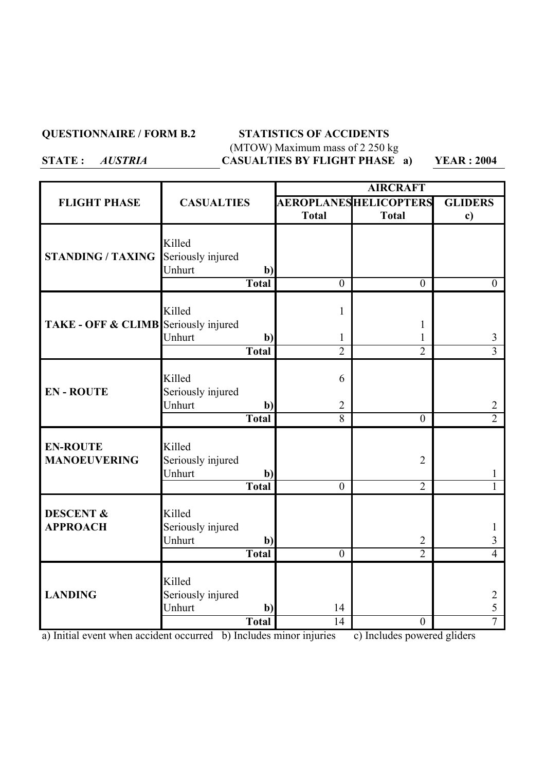**QUESTIONNAIRE / FORM B.2** **STATISTICS OF ACCIDENTS**

(MTOW) Maximum mass of 2 250 kg

**STATE :** ***AUSTRIA*** **CASUALTIES BY FLIGHT PHASE a)** **YEAR : 2004**

| FLIGHT PHASE | CASUALTIES | AIRCRAFT | | |
|---|---|---|---|---|
| | | AEROPLANES Total | HELICOPTERS Total | GLIDERS c) |
| **STANDING / TAXING** | Killed | | | |
| | Seriously injured | | | |
| | Unhurt b) | | | |
| | **Total** | 0 | 0 | 0 |
| **TAKE - OFF & CLIMB** | Killed | 1 | | |
| | Seriously injured | | 1 | |
| | Unhurt b) | 1 | 1 | 3 |
| | **Total** | 2 | 2 | 3 |
| **EN - ROUTE** | Killed | 6 | | |
| | Seriously injured | | | |
| | Unhurt b) | 2 | | 2 |
| | **Total** | 8 | 0 | 2 |
| **EN-ROUTE MANOEUVERING** | Killed | | | |
| | Seriously injured | | 2 | |
| | Unhurt b) | | | 1 |
| | **Total** | 0 | 2 | 1 |
| **DESCENT & APPROACH** | Killed | | | |
| | Seriously injured | | | 1 |
| | Unhurt b) | | 2 | 3 |
| | **Total** | 0 | 2 | 4 |
| **LANDING** | Killed | | | |
| | Seriously injured | | | 2 |
| | Unhurt b) | 14 | | 5 |
| | **Total** | 14 | 0 | 7 |

a) Initial event when accident occurred b) Includes minor injuries c) Includes powered gliders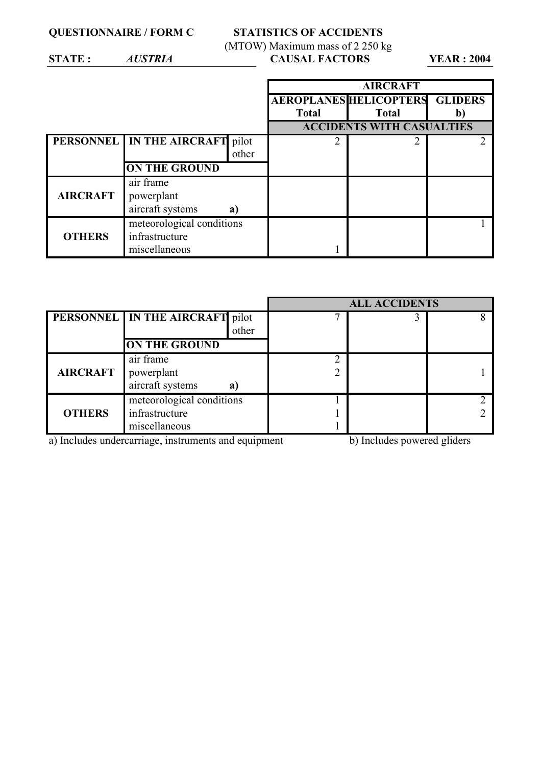**QUESTIONNAIRE / FORM C** **STATISTICS OF ACCIDENTS**

(MTOW) Maximum mass of 2 250 kg

**STATE :** ***AUSTRIA*** **CAUSAL FACTORS** **YEAR : 2004**

| | | | AIRCRAFT | | |
|---|---|---|---|---|---|
| | | | **AEROPLANES Total** | **HELICOPTERS Total** | **GLIDERS b)** |
| | | | **ACCIDENTS WITH CASUALTIES** | | |
| **PERSONNEL** | **IN THE AIRCRAFT** | pilot | 2 | 2 | 2 |
| | | other | | | |
| | **ON THE GROUND** | | | | |
| **AIRCRAFT** | air frame | | | | |
| | powerplant | | | | |
| | aircraft systems **a)** | | | | |
| **OTHERS** | meteorological conditions | | | | 1 |
| | infrastructure | | | | |
| | miscellaneous | | 1 | | |

| | | | **ALL ACCIDENTS** | | |
|---|---|---|---|---|---|
| **PERSONNEL** | **IN THE AIRCRAFT** | pilot | 7 | 3 | 8 |
| | | other | | | |
| | **ON THE GROUND** | | | | |
| **AIRCRAFT** | air frame | | 2 | | |
| | powerplant | | 2 | | 1 |
| | aircraft systems **a)** | | | | |
| **OTHERS** | meteorological conditions | | 1 | | 2 |
| | infrastructure | | 1 | | 2 |
| | miscellaneous | | 1 | | |

a) Includes undercarriage, instruments and equipment

b) Includes powered gliders